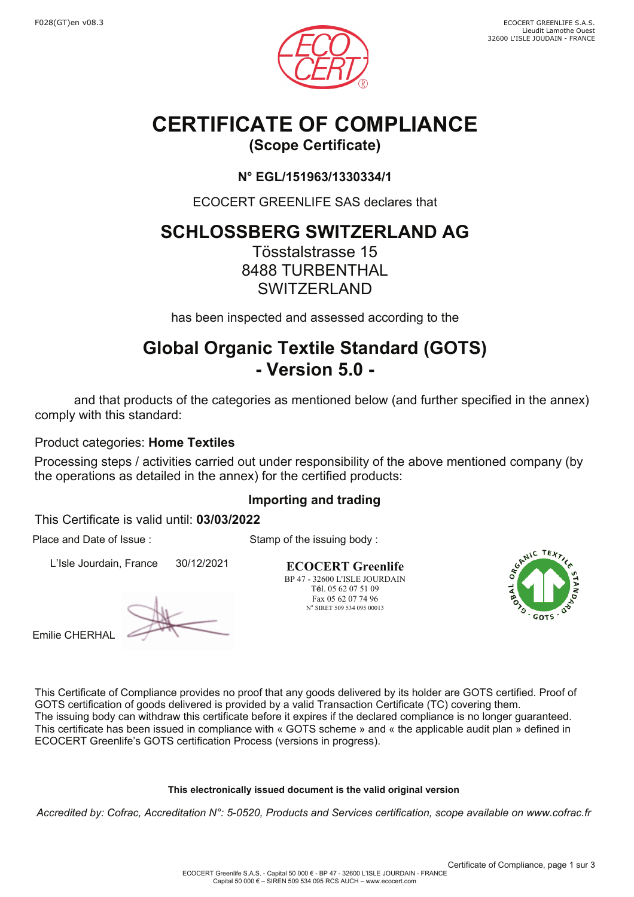F028(GT)en v08.3

ECOCERT GREENLIFE S.A.S.
Lieudit Lamothe Ouest
32600 L'ISLE JOUDAIN - FRANCE

# CERTIFICATE OF COMPLIANCE

## (Scope Certificate)

**N° EGL/151963/1330334/1**

ECOCERT GREENLIFE SAS declares that

## SCHLOSSBERG SWITZERLAND AG

Tösstalstrasse 15
8488 TURBENTHAL
SWITZERLAND

has been inspected and assessed according to the

## Global Organic Textile Standard (GOTS) - Version 5.0 -

and that products of the categories as mentioned below (and further specified in the annex) comply with this standard:

Product categories: **Home Textiles**

Processing steps / activities carried out under responsibility of the above mentioned company (by the operations as detailed in the annex) for the certified products:

**Importing and trading**

This Certificate is valid until: **03/03/2022**

Place and Date of Issue :

L'Isle Jourdain, France 30/12/2021

Emilie CHERHAL

Stamp of the issuing body :

**ECOCERT Greenlife**
BP 47 - 32600 L'ISLE JOURDAIN
Tél. 05 62 07 51 09
Fax 05 62 07 74 96
N° SIRET 509 534 095 00013

This Certificate of Compliance provides no proof that any goods delivered by its holder are GOTS certified. Proof of GOTS certification of goods delivered is provided by a valid Transaction Certificate (TC) covering them.
The issuing body can withdraw this certificate before it expires if the declared compliance is no longer guaranteed.
This certificate has been issued in compliance with « GOTS scheme » and « the applicable audit plan » defined in ECOCERT Greenlife's GOTS certification Process (versions in progress).

**This electronically issued document is the valid original version**

*Accredited by: Cofrac, Accreditation N°: 5-0520, Products and Services certification, scope available on www.cofrac.fr*

ECOCERT Greenlife S.A.S. - Capital 50 000 € - BP 47 - 32600 L'ISLE JOURDAIN - FRANCE
Capital 50 000 € – SIREN 509 534 095 RCS AUCH – www.ecocert.com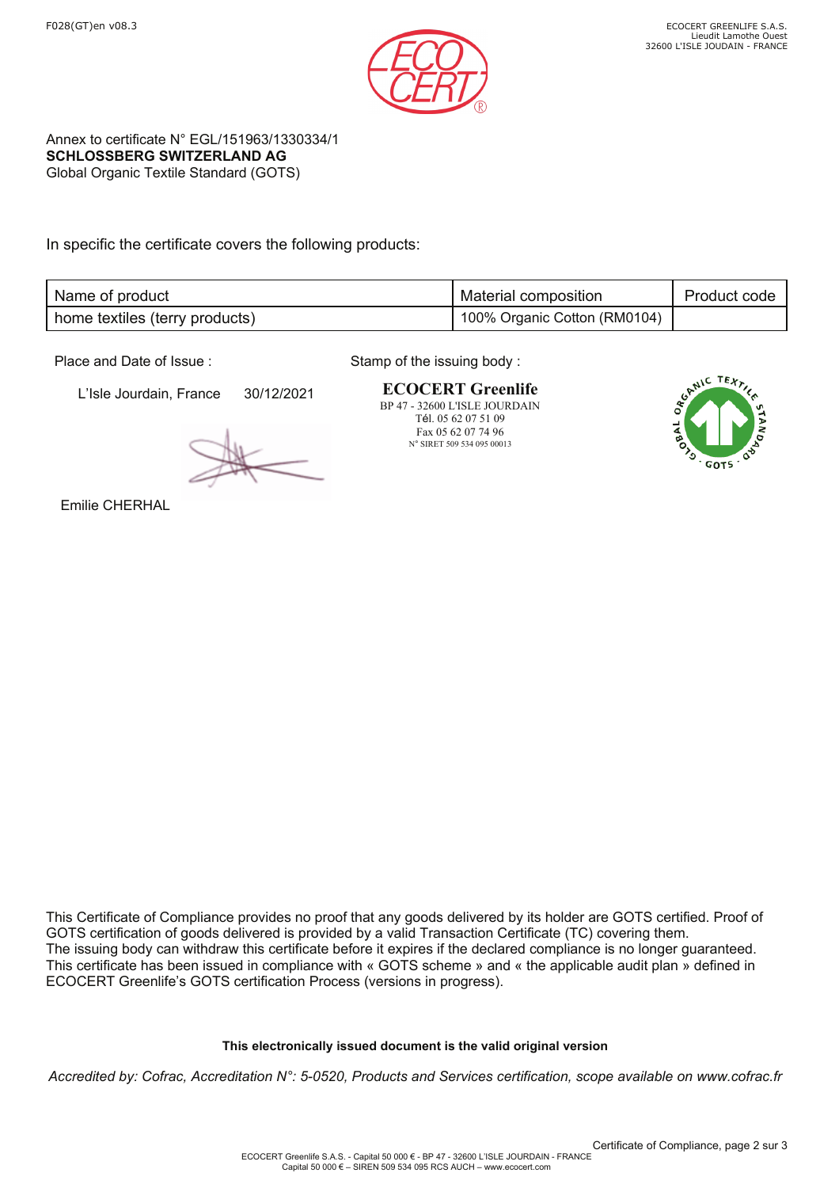Annex to certificate N° EGL/151963/1330334/1
**SCHLOSSBERG SWITZERLAND AG**
Global Organic Textile Standard (GOTS)

In specific the certificate covers the following products:

| Name of product | Material composition | Product code |
| --- | --- | --- |
| home textiles (terry products) | 100% Organic Cotton (RM0104) | |

Place and Date of Issue :

L'Isle Jourdain, France 30/12/2021

Emilie CHERHAL

Stamp of the issuing body :

**ECOCERT Greenlife**
BP 47 - 32600 L'ISLE JOURDAIN
Tél. 05 62 07 51 09
Fax 05 62 07 74 96
N° SIRET 509 534 095 00013

This Certificate of Compliance provides no proof that any goods delivered by its holder are GOTS certified. Proof of GOTS certification of goods delivered is provided by a valid Transaction Certificate (TC) covering them.
The issuing body can withdraw this certificate before it expires if the declared compliance is no longer guaranteed.
This certificate has been issued in compliance with « GOTS scheme » and « the applicable audit plan » defined in ECOCERT Greenlife's GOTS certification Process (versions in progress).

**This electronically issued document is the valid original version**

*Accredited by: Cofrac, Accreditation N°: 5-0520, Products and Services certification, scope available on www.cofrac.fr*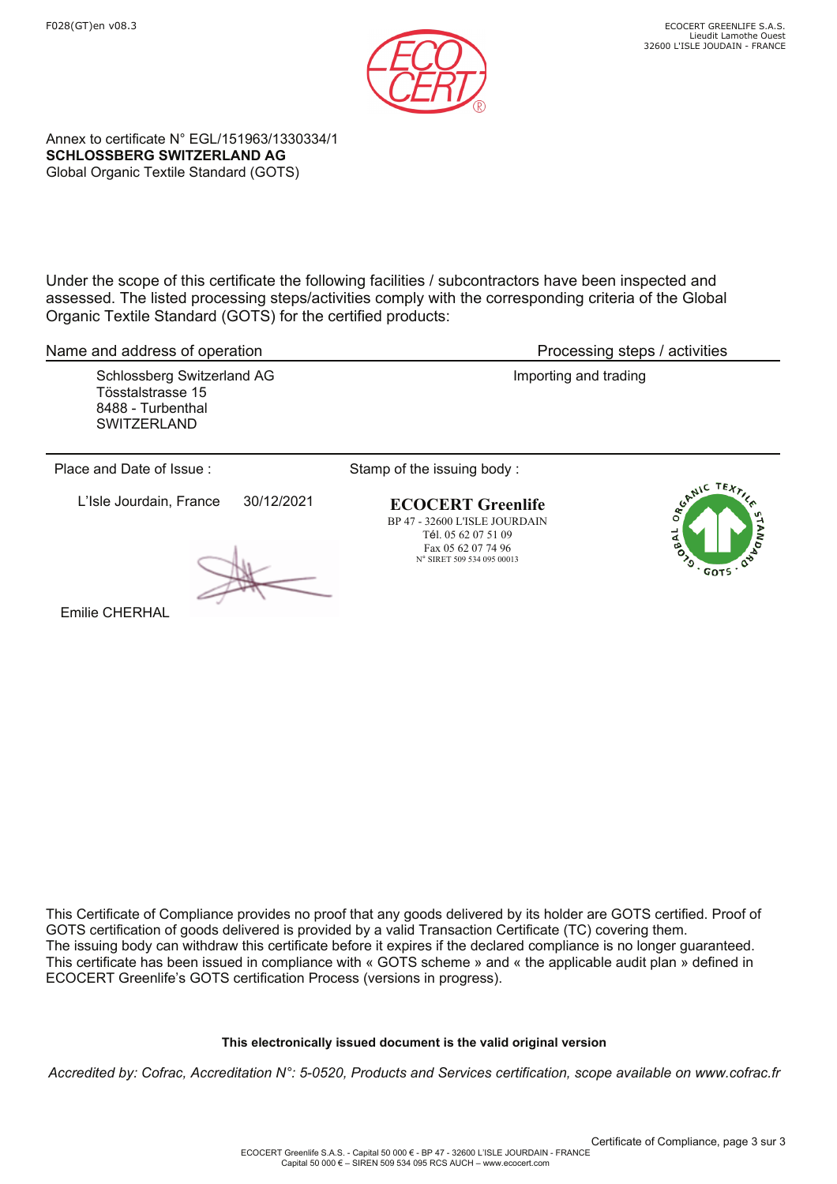Annex to certificate N° EGL/151963/1330334/1

**SCHLOSSBERG SWITZERLAND AG**

Global Organic Textile Standard (GOTS)

Under the scope of this certificate the following facilities / subcontractors have been inspected and assessed. The listed processing steps/activities comply with the corresponding criteria of the Global Organic Textile Standard (GOTS) for the certified products:

| Name and address of operation | Processing steps / activities |
|---|---|
| Schlossberg Switzerland AG<br>Tösstalstrasse 15<br>8488 - Turbenthal<br>SWITZERLAND | Importing and trading |

Place and Date of Issue :

L'Isle Jourdain, France 30/12/2021

Emilie CHERHAL

Stamp of the issuing body :

**ECOCERT Greenlife**
BP 47 - 32600 L'ISLE JOURDAIN
Tél. 05 62 07 51 09
Fax 05 62 07 74 96
N° SIRET 509 534 095 00013

This Certificate of Compliance provides no proof that any goods delivered by its holder are GOTS certified. Proof of GOTS certification of goods delivered is provided by a valid Transaction Certificate (TC) covering them.
The issuing body can withdraw this certificate before it expires if the declared compliance is no longer guaranteed.
This certificate has been issued in compliance with « GOTS scheme » and « the applicable audit plan » defined in ECOCERT Greenlife's GOTS certification Process (versions in progress).

**This electronically issued document is the valid original version**

*Accredited by: Cofrac, Accreditation N°: 5-0520, Products and Services certification, scope available on www.cofrac.fr*